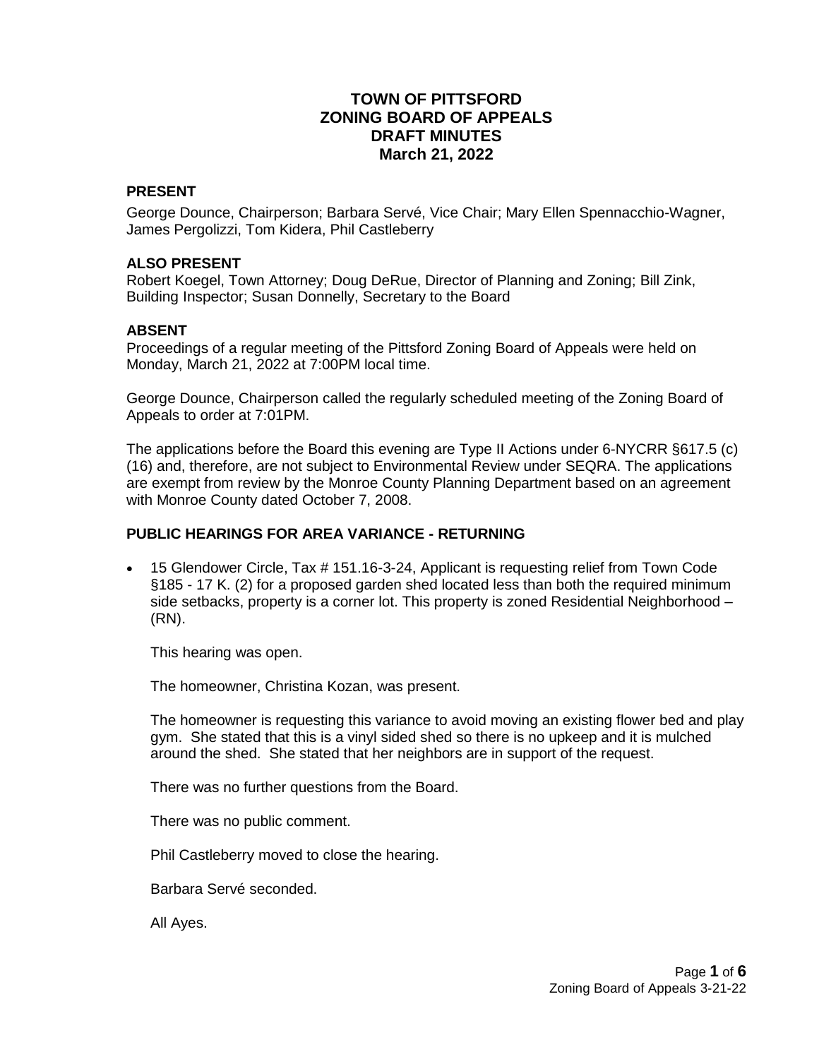# TOWN OF PITTSFORD
# ZONING BOARD OF APPEALS
# DRAFT MINUTES
# March 21, 2022

### PRESENT

George Dounce, Chairperson; Barbara Servé, Vice Chair; Mary Ellen Spennacchio-Wagner, James Pergolizzi, Tom Kidera, Phil Castleberry

### ALSO PRESENT

Robert Koegel, Town Attorney; Doug DeRue, Director of Planning and Zoning; Bill Zink, Building Inspector; Susan Donnelly, Secretary to the Board

### ABSENT

Proceedings of a regular meeting of the Pittsford Zoning Board of Appeals were held on Monday, March 21, 2022 at 7:00PM local time.

George Dounce, Chairperson called the regularly scheduled meeting of the Zoning Board of Appeals to order at 7:01PM.

The applications before the Board this evening are Type II Actions under 6-NYCRR §617.5 (c) (16) and, therefore, are not subject to Environmental Review under SEQRA. The applications are exempt from review by the Monroe County Planning Department based on an agreement with Monroe County dated October 7, 2008.

### PUBLIC HEARINGS FOR AREA VARIANCE - RETURNING

- 15 Glendower Circle, Tax # 151.16-3-24, Applicant is requesting relief from Town Code §185 - 17 K. (2) for a proposed garden shed located less than both the required minimum side setbacks, property is a corner lot. This property is zoned Residential Neighborhood – (RN).

  This hearing was open.

  The homeowner, Christina Kozan, was present.

  The homeowner is requesting this variance to avoid moving an existing flower bed and play gym. She stated that this is a vinyl sided shed so there is no upkeep and it is mulched around the shed. She stated that her neighbors are in support of the request.

  There was no further questions from the Board.

  There was no public comment.

  Phil Castleberry moved to close the hearing.

  Barbara Servé seconded.

  All Ayes.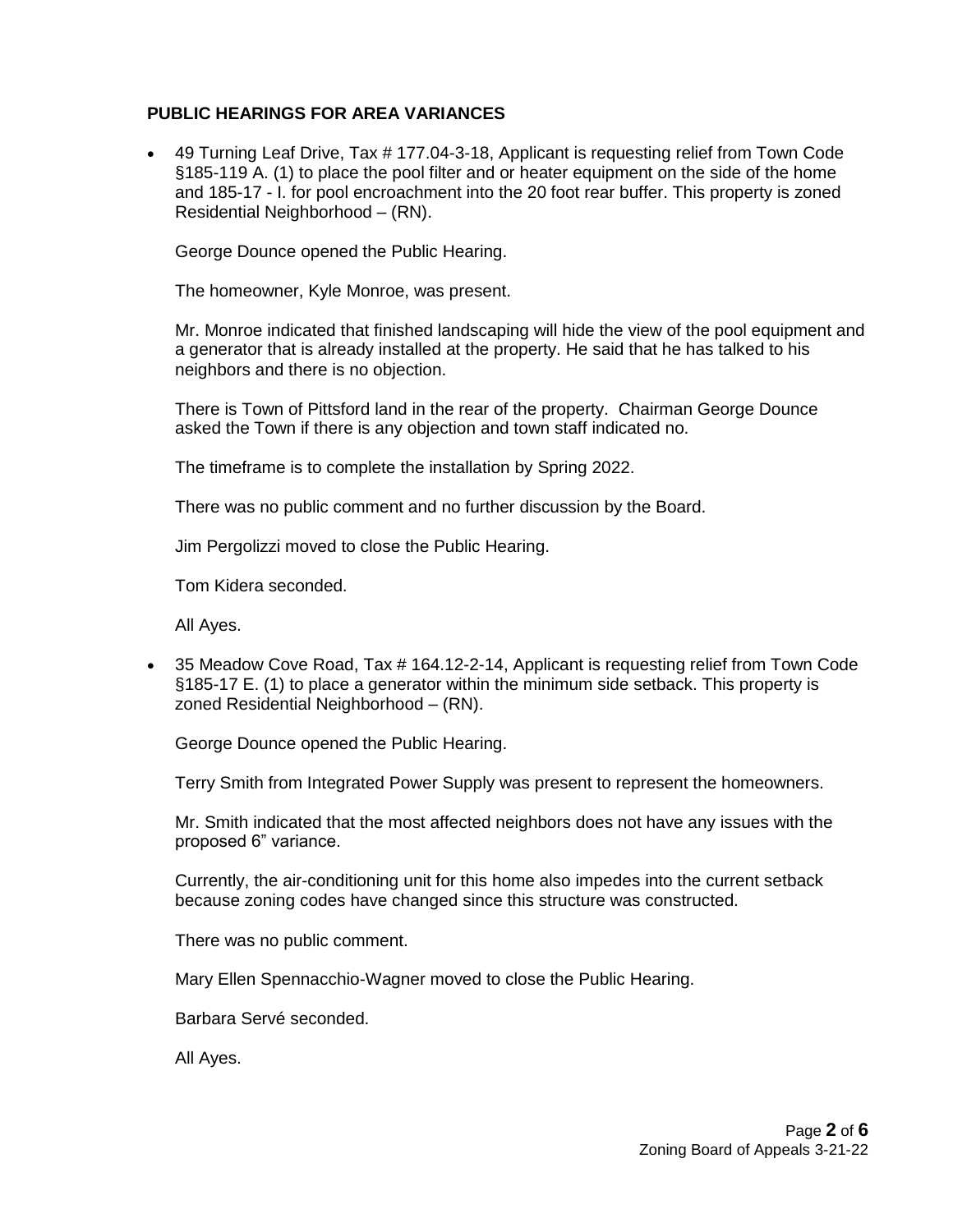**PUBLIC HEARINGS FOR AREA VARIANCES**

- 49 Turning Leaf Drive, Tax # 177.04-3-18, Applicant is requesting relief from Town Code §185-119 A. (1) to place the pool filter and or heater equipment on the side of the home and 185-17 - I. for pool encroachment into the 20 foot rear buffer. This property is zoned Residential Neighborhood – (RN).

  George Dounce opened the Public Hearing.

  The homeowner, Kyle Monroe, was present.

  Mr. Monroe indicated that finished landscaping will hide the view of the pool equipment and a generator that is already installed at the property. He said that he has talked to his neighbors and there is no objection.

  There is Town of Pittsford land in the rear of the property. Chairman George Dounce asked the Town if there is any objection and town staff indicated no.

  The timeframe is to complete the installation by Spring 2022.

  There was no public comment and no further discussion by the Board.

  Jim Pergolizzi moved to close the Public Hearing.

  Tom Kidera seconded.

  All Ayes.

- 35 Meadow Cove Road, Tax # 164.12-2-14, Applicant is requesting relief from Town Code §185-17 E. (1) to place a generator within the minimum side setback. This property is zoned Residential Neighborhood – (RN).

  George Dounce opened the Public Hearing.

  Terry Smith from Integrated Power Supply was present to represent the homeowners.

  Mr. Smith indicated that the most affected neighbors does not have any issues with the proposed 6" variance.

  Currently, the air-conditioning unit for this home also impedes into the current setback because zoning codes have changed since this structure was constructed.

  There was no public comment.

  Mary Ellen Spennacchio-Wagner moved to close the Public Hearing.

  Barbara Servé seconded.

  All Ayes.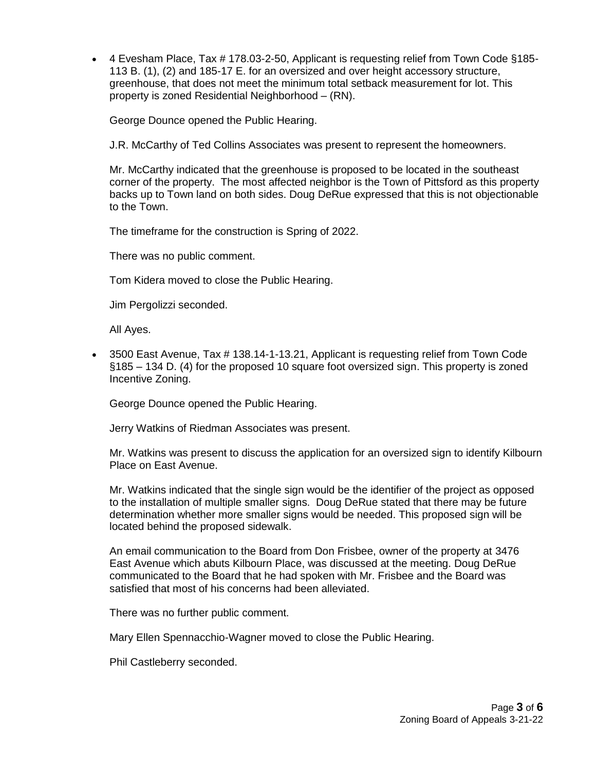- 4 Evesham Place, Tax # 178.03-2-50, Applicant is requesting relief from Town Code §185-113 B. (1), (2) and 185-17 E. for an oversized and over height accessory structure, greenhouse, that does not meet the minimum total setback measurement for lot. This property is zoned Residential Neighborhood – (RN).

  George Dounce opened the Public Hearing.

  J.R. McCarthy of Ted Collins Associates was present to represent the homeowners.

  Mr. McCarthy indicated that the greenhouse is proposed to be located in the southeast corner of the property. The most affected neighbor is the Town of Pittsford as this property backs up to Town land on both sides. Doug DeRue expressed that this is not objectionable to the Town.

  The timeframe for the construction is Spring of 2022.

  There was no public comment.

  Tom Kidera moved to close the Public Hearing.

  Jim Pergolizzi seconded.

  All Ayes.

- 3500 East Avenue, Tax # 138.14-1-13.21, Applicant is requesting relief from Town Code §185 – 134 D. (4) for the proposed 10 square foot oversized sign. This property is zoned Incentive Zoning.

  George Dounce opened the Public Hearing.

  Jerry Watkins of Riedman Associates was present.

  Mr. Watkins was present to discuss the application for an oversized sign to identify Kilbourn Place on East Avenue.

  Mr. Watkins indicated that the single sign would be the identifier of the project as opposed to the installation of multiple smaller signs. Doug DeRue stated that there may be future determination whether more smaller signs would be needed. This proposed sign will be located behind the proposed sidewalk.

  An email communication to the Board from Don Frisbee, owner of the property at 3476 East Avenue which abuts Kilbourn Place, was discussed at the meeting. Doug DeRue communicated to the Board that he had spoken with Mr. Frisbee and the Board was satisfied that most of his concerns had been alleviated.

  There was no further public comment.

  Mary Ellen Spennacchio-Wagner moved to close the Public Hearing.

  Phil Castleberry seconded.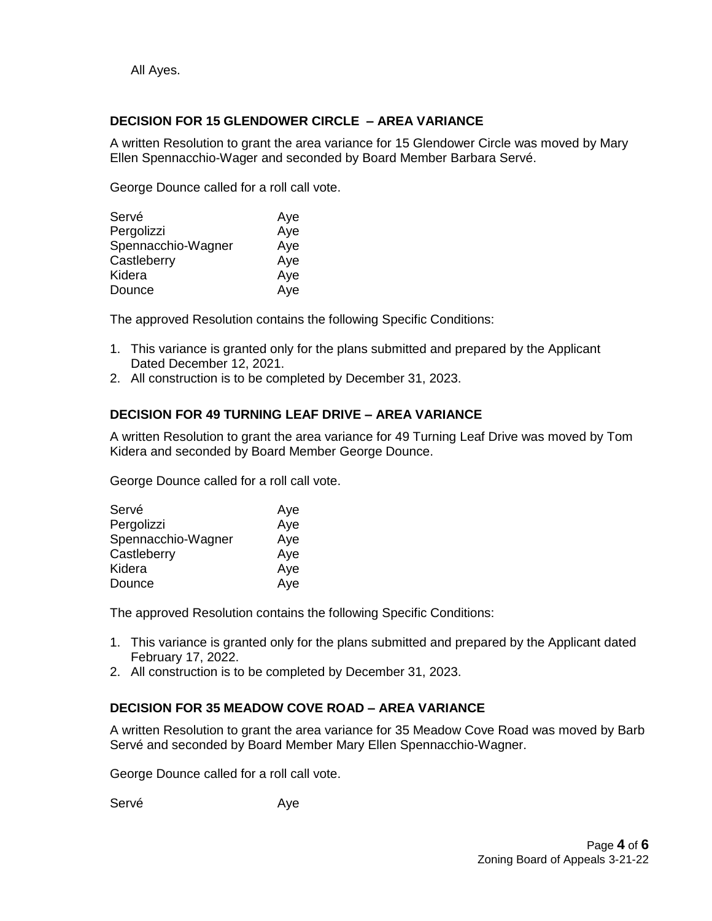All Ayes.

**DECISION FOR 15 GLENDOWER CIRCLE – AREA VARIANCE**

A written Resolution to grant the area variance for 15 Glendower Circle was moved by Mary Ellen Spennacchio-Wager and seconded by Board Member Barbara Servé.

George Dounce called for a roll call vote.

| | |
|---|---|
| Servé | Aye |
| Pergolizzi | Aye |
| Spennacchio-Wagner | Aye |
| Castleberry | Aye |
| Kidera | Aye |
| Dounce | Aye |

The approved Resolution contains the following Specific Conditions:

1. This variance is granted only for the plans submitted and prepared by the Applicant Dated December 12, 2021.
2. All construction is to be completed by December 31, 2023.

**DECISION FOR 49 TURNING LEAF DRIVE – AREA VARIANCE**

A written Resolution to grant the area variance for 49 Turning Leaf Drive was moved by Tom Kidera and seconded by Board Member George Dounce.

George Dounce called for a roll call vote.

| | |
|---|---|
| Servé | Aye |
| Pergolizzi | Aye |
| Spennacchio-Wagner | Aye |
| Castleberry | Aye |
| Kidera | Aye |
| Dounce | Aye |

The approved Resolution contains the following Specific Conditions:

1. This variance is granted only for the plans submitted and prepared by the Applicant dated February 17, 2022.
2. All construction is to be completed by December 31, 2023.

**DECISION FOR 35 MEADOW COVE ROAD – AREA VARIANCE**

A written Resolution to grant the area variance for 35 Meadow Cove Road was moved by Barb Servé and seconded by Board Member Mary Ellen Spennacchio-Wagner.

George Dounce called for a roll call vote.

| | |
|---|---|
| Servé | Aye |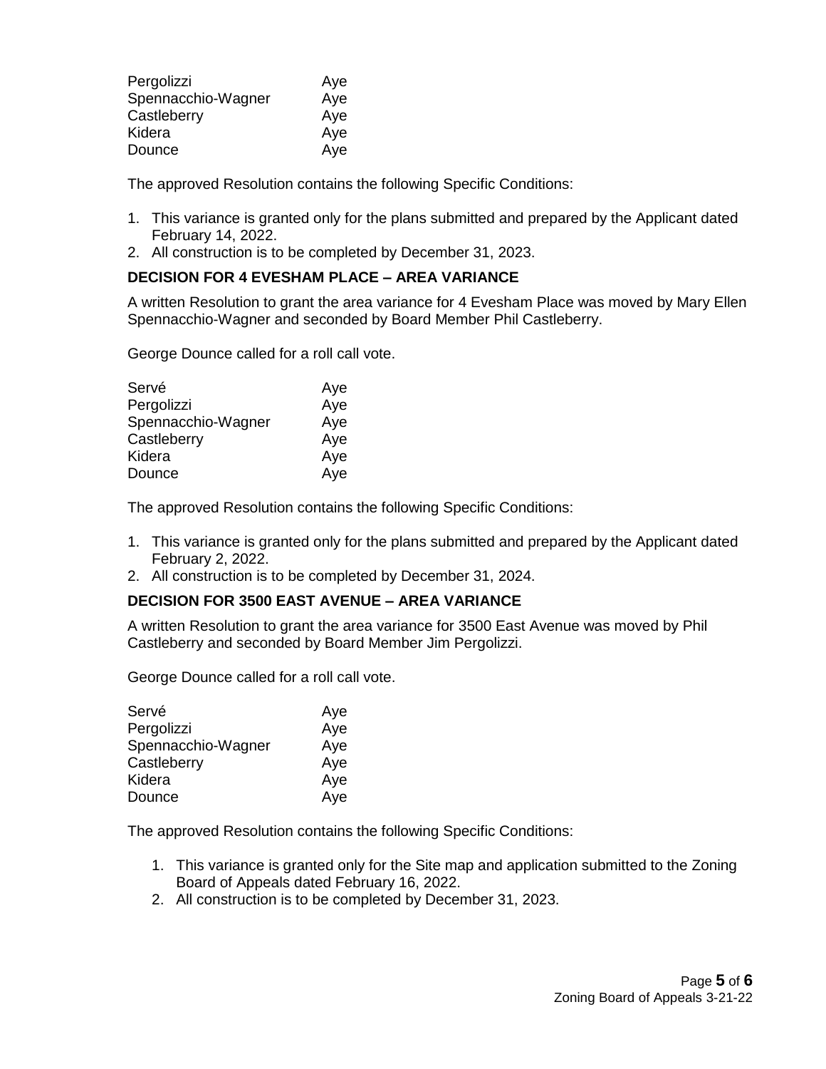| | |
|---|---|
| Pergolizzi | Aye |
| Spennacchio-Wagner | Aye |
| Castleberry | Aye |
| Kidera | Aye |
| Dounce | Aye |

The approved Resolution contains the following Specific Conditions:

1. This variance is granted only for the plans submitted and prepared by the Applicant dated February 14, 2022.
2. All construction is to be completed by December 31, 2023.

**DECISION FOR 4 EVESHAM PLACE – AREA VARIANCE**

A written Resolution to grant the area variance for 4 Evesham Place was moved by Mary Ellen Spennacchio-Wagner and seconded by Board Member Phil Castleberry.

George Dounce called for a roll call vote.

| | |
|---|---|
| Servé | Aye |
| Pergolizzi | Aye |
| Spennacchio-Wagner | Aye |
| Castleberry | Aye |
| Kidera | Aye |
| Dounce | Aye |

The approved Resolution contains the following Specific Conditions:

1. This variance is granted only for the plans submitted and prepared by the Applicant dated February 2, 2022.
2. All construction is to be completed by December 31, 2024.

**DECISION FOR 3500 EAST AVENUE – AREA VARIANCE**

A written Resolution to grant the area variance for 3500 East Avenue was moved by Phil Castleberry and seconded by Board Member Jim Pergolizzi.

George Dounce called for a roll call vote.

| | |
|---|---|
| Servé | Aye |
| Pergolizzi | Aye |
| Spennacchio-Wagner | Aye |
| Castleberry | Aye |
| Kidera | Aye |
| Dounce | Aye |

The approved Resolution contains the following Specific Conditions:

1. This variance is granted only for the Site map and application submitted to the Zoning Board of Appeals dated February 16, 2022.
2. All construction is to be completed by December 31, 2023.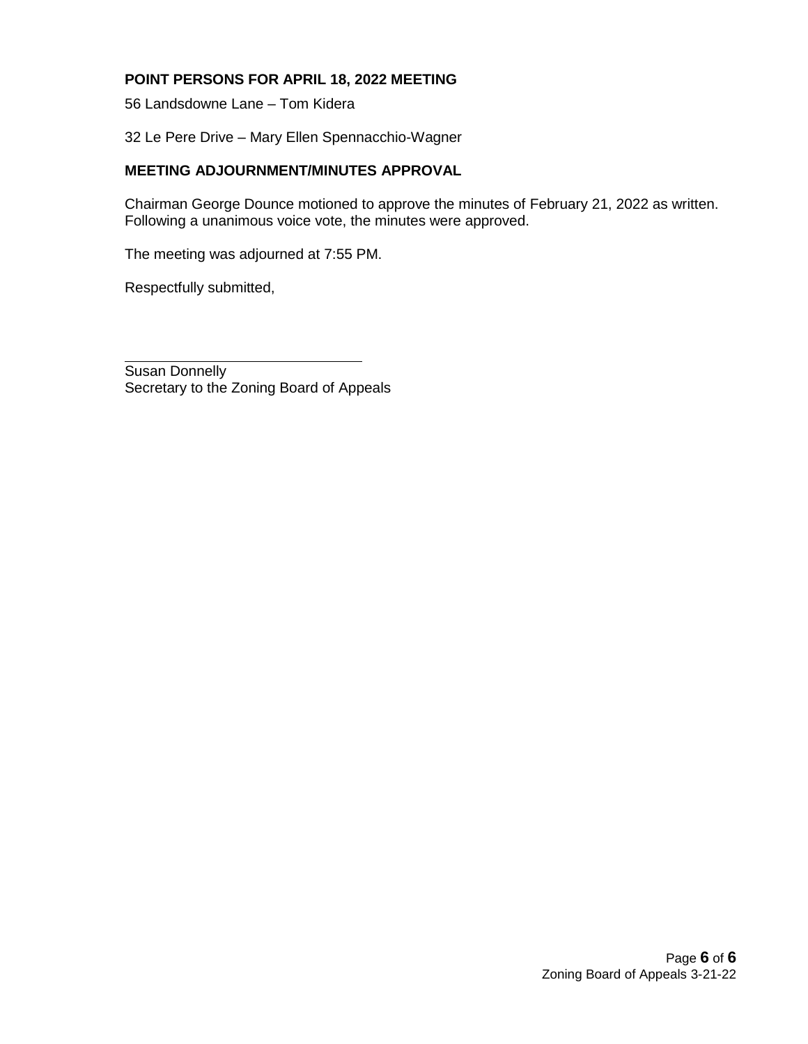**POINT PERSONS FOR APRIL 18, 2022 MEETING**

56 Landsdowne Lane – Tom Kidera

32 Le Pere Drive – Mary Ellen Spennacchio-Wagner

**MEETING ADJOURNMENT/MINUTES APPROVAL**

Chairman George Dounce motioned to approve the minutes of February 21, 2022 as written. Following a unanimous voice vote, the minutes were approved.

The meeting was adjourned at 7:55 PM.

Respectfully submitted,

\_\_\_\_\_\_\_\_\_\_\_\_\_\_\_\_\_\_\_\_\_\_\_\_\_\_\_\_\_\_

Susan Donnelly
Secretary to the Zoning Board of Appeals